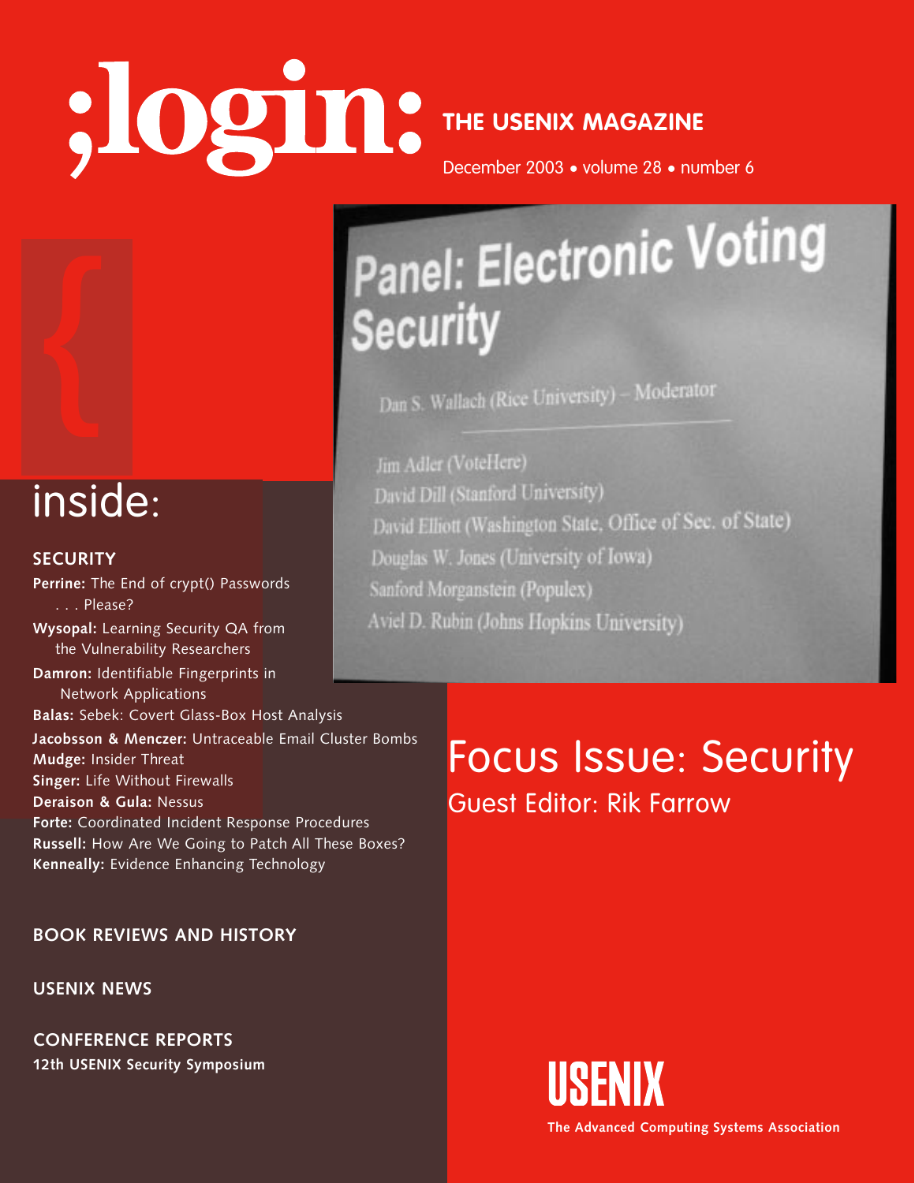# ;login:

## THE USENIX MAGAZINE

December 2003 • volume 28 • number 6

Panel: Electronic Voting Security

Dan S. Wallach (Rice University) – Moderator

Jim Adler (VoteHere)
David Dill (Stanford University)
David Elliott (Washington State, Office of Sec. of State)
Douglas W. Jones (University of Iowa)
Sanford Morganstein (Populex)
Aviel D. Rubin (Johns Hopkins University)

## inside:

### SECURITY

**Perrine:** The End of crypt() Passwords . . . Please?
**Wysopal:** Learning Security QA from the Vulnerability Researchers
**Damron:** Identifiable Fingerprints in Network Applications
**Balas:** Sebek: Covert Glass-Box Host Analysis
**Jacobsson & Menczer:** Untraceable Email Cluster Bombs
**Mudge:** Insider Threat
**Singer:** Life Without Firewalls
**Deraison & Gula:** Nessus
**Forte:** Coordinated Incident Response Procedures
**Russell:** How Are We Going to Patch All These Boxes?
**Kenneally:** Evidence Enhancing Technology

### BOOK REVIEWS AND HISTORY

### USENIX NEWS

### CONFERENCE REPORTS

**12th USENIX Security Symposium**

# Focus Issue: Security

Guest Editor: Rik Farrow

USENIX

The Advanced Computing Systems Association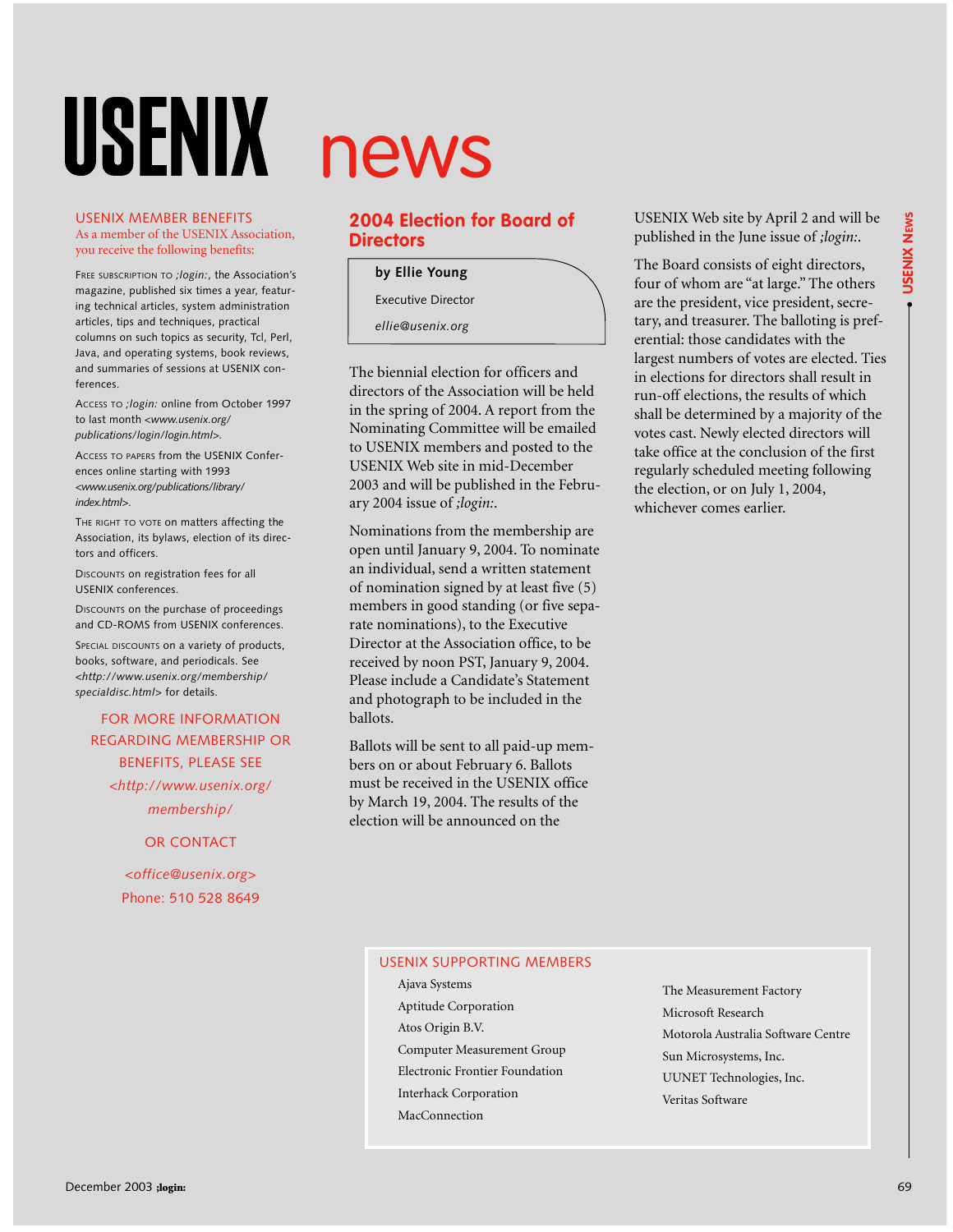# USENIX news

## USENIX MEMBER BENEFITS

As a member of the USENIX Association, you receive the following benefits:

FREE SUBSCRIPTION TO *;login:*, the Association's magazine, published six times a year, featuring technical articles, system administration articles, tips and techniques, practical columns on such topics as security, Tcl, Perl, Java, and operating systems, book reviews, and summaries of sessions at USENIX conferences.

ACCESS TO *;login:* online from October 1997 to last month *<www.usenix.org/publications/login/login.html>*.

ACCESS TO PAPERS from the USENIX Conferences online starting with 1993 *<www.usenix.org/publications/library/index.html>*.

THE RIGHT TO VOTE on matters affecting the Association, its bylaws, election of its directors and officers.

DISCOUNTS on registration fees for all USENIX conferences.

DISCOUNTS on the purchase of proceedings and CD-ROMS from USENIX conferences.

SPECIAL DISCOUNTS on a variety of products, books, software, and periodicals. See *<http://www.usenix.org/membership/specialdisc.html>* for details.

FOR MORE INFORMATION REGARDING MEMBERSHIP OR BENEFITS, PLEASE SEE *<http://www.usenix.org/membership/>*

OR CONTACT

*<office@usenix.org>*
Phone: 510 528 8649

## 2004 Election for Board of Directors

**by Ellie Young**

Executive Director

*ellie@usenix.org*

The biennial election for officers and directors of the Association will be held in the spring of 2004. A report from the Nominating Committee will be emailed to USENIX members and posted to the USENIX Web site in mid-December 2003 and will be published in the February 2004 issue of *;login:*.

Nominations from the membership are open until January 9, 2004. To nominate an individual, send a written statement of nomination signed by at least five (5) members in good standing (or five separate nominations), to the Executive Director at the Association office, to be received by noon PST, January 9, 2004. Please include a Candidate's Statement and photograph to be included in the ballots.

Ballots will be sent to all paid-up members on or about February 6. Ballots must be received in the USENIX office by March 19, 2004. The results of the election will be announced on the USENIX Web site by April 2 and will be published in the June issue of *;login:*.

The Board consists of eight directors, four of whom are "at large." The others are the president, vice president, secretary, and treasurer. The balloting is preferential: those candidates with the largest numbers of votes are elected. Ties in elections for directors shall result in run-off elections, the results of which shall be determined by a majority of the votes cast. Newly elected directors will take office at the conclusion of the first regularly scheduled meeting following the election, or on July 1, 2004, whichever comes earlier.

## USENIX SUPPORTING MEMBERS

- Ajava Systems
- Aptitude Corporation
- Atos Origin B.V.
- Computer Measurement Group
- Electronic Frontier Foundation
- Interhack Corporation
- MacConnection
- The Measurement Factory
- Microsoft Research
- Motorola Australia Software Centre
- Sun Microsystems, Inc.
- UUNET Technologies, Inc.
- Veritas Software